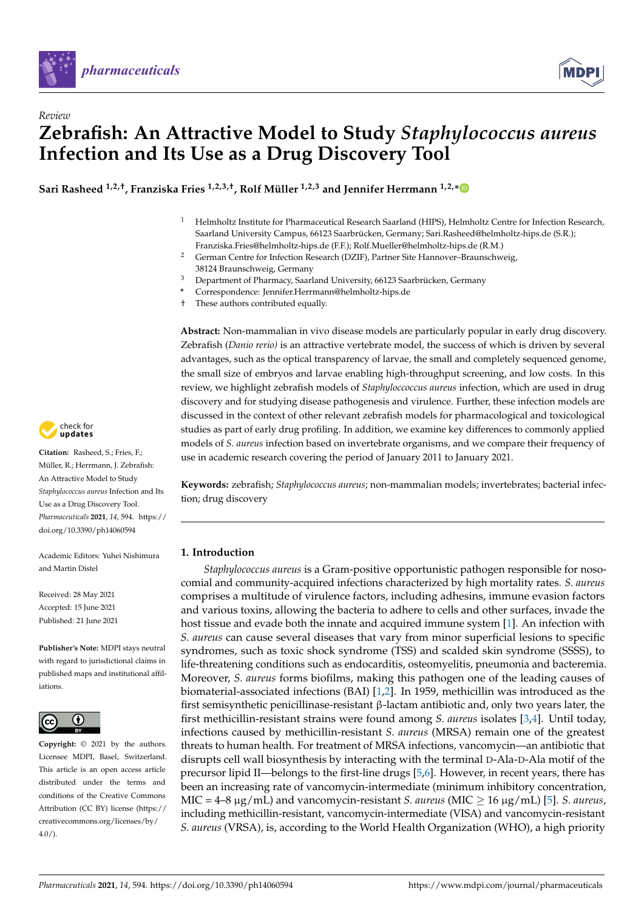*Review*

# Zebrafish: An Attractive Model to Study *Staphylococcus aureus* Infection and Its Use as a Drug Discovery Tool

**Sari Rasheed [1,2,†], Franziska Fries [1,2,3,†], Rolf Müller [1,2,3] and Jennifer Herrmann [1,2,*]**

1. Helmholtz Institute for Pharmaceutical Research Saarland (HIPS), Helmholtz Centre for Infection Research, Saarland University Campus, 66123 Saarbrücken, Germany; Sari.Rasheed@helmholtz-hips.de (S.R.); Franziska.Fries@helmholtz-hips.de (F.F.); Rolf.Mueller@helmholtz-hips.de (R.M.)
2. German Centre for Infection Research (DZIF), Partner Site Hannover–Braunschweig, 38124 Braunschweig, Germany
3. Department of Pharmacy, Saarland University, 66123 Saarbrücken, Germany

\* Correspondence: Jennifer.Herrmann@helmholtz-hips.de

† These authors contributed equally.

**Abstract:** Non-mammalian in vivo disease models are particularly popular in early drug discovery. Zebrafish (*Danio rerio)* is an attractive vertebrate model, the success of which is driven by several advantages, such as the optical transparency of larvae, the small and completely sequenced genome, the small size of embryos and larvae enabling high-throughput screening, and low costs. In this review, we highlight zebrafish models of *Staphyloccoccus aureus* infection, which are used in drug discovery and for studying disease pathogenesis and virulence. Further, these infection models are discussed in the context of other relevant zebrafish models for pharmacological and toxicological studies as part of early drug profiling. In addition, we examine key differences to commonly applied models of *S. aureus* infection based on invertebrate organisms, and we compare their frequency of use in academic research covering the period of January 2011 to January 2021.

**Keywords:** zebrafish; *Staphylococcus aureus*; non-mammalian models; invertebrates; bacterial infection; drug discovery

**Citation:** Rasheed, S.; Fries, F.; Müller, R.; Herrmann, J. Zebrafish: An Attractive Model to Study *Staphylococcus aureus* Infection and Its Use as a Drug Discovery Tool. *Pharmaceuticals* **2021**, *14*, 594. https://doi.org/10.3390/ph14060594

Academic Editors: Yuhei Nishimura and Martin Distel

Received: 28 May 2021
Accepted: 15 June 2021
Published: 21 June 2021

**Publisher's Note:** MDPI stays neutral with regard to jurisdictional claims in published maps and institutional affiliations.

**Copyright:** © 2021 by the authors. Licensee MDPI, Basel, Switzerland. This article is an open access article distributed under the terms and conditions of the Creative Commons Attribution (CC BY) license (https://creativecommons.org/licenses/by/4.0/).

## 1. Introduction

*Staphylococcus aureus* is a Gram-positive opportunistic pathogen responsible for nosocomial and community-acquired infections characterized by high mortality rates. *S. aureus* comprises a multitude of virulence factors, including adhesins, immune evasion factors and various toxins, allowing the bacteria to adhere to cells and other surfaces, invade the host tissue and evade both the innate and acquired immune system [1]. An infection with *S. aureus* can cause several diseases that vary from minor superficial lesions to specific syndromes, such as toxic shock syndrome (TSS) and scalded skin syndrome (SSSS), to life-threatening conditions such as endocarditis, osteomyelitis, pneumonia and bacteremia. Moreover, *S. aureus* forms biofilms, making this pathogen one of the leading causes of biomaterial-associated infections (BAI) [1,2]. In 1959, methicillin was introduced as the first semisynthetic penicillinase-resistant β-lactam antibiotic and, only two years later, the first methicillin-resistant strains were found among *S. aureus* isolates [3,4]. Until today, infections caused by methicillin-resistant *S. aureus* (MRSA) remain one of the greatest threats to human health. For treatment of MRSA infections, vancomycin—an antibiotic that disrupts cell wall biosynthesis by interacting with the terminal D-Ala-D-Ala motif of the precursor lipid II—belongs to the first-line drugs [5,6]. However, in recent years, there has been an increasing rate of vancomycin-intermediate (minimum inhibitory concentration, MIC = 4–8 μg/mL) and vancomycin-resistant *S. aureus* (MIC ≥ 16 μg/mL) [5]. *S. aureus*, including methicillin-resistant, vancomycin-intermediate (VISA) and vancomycin-resistant *S. aureus* (VRSA), is, according to the World Health Organization (WHO), a high priority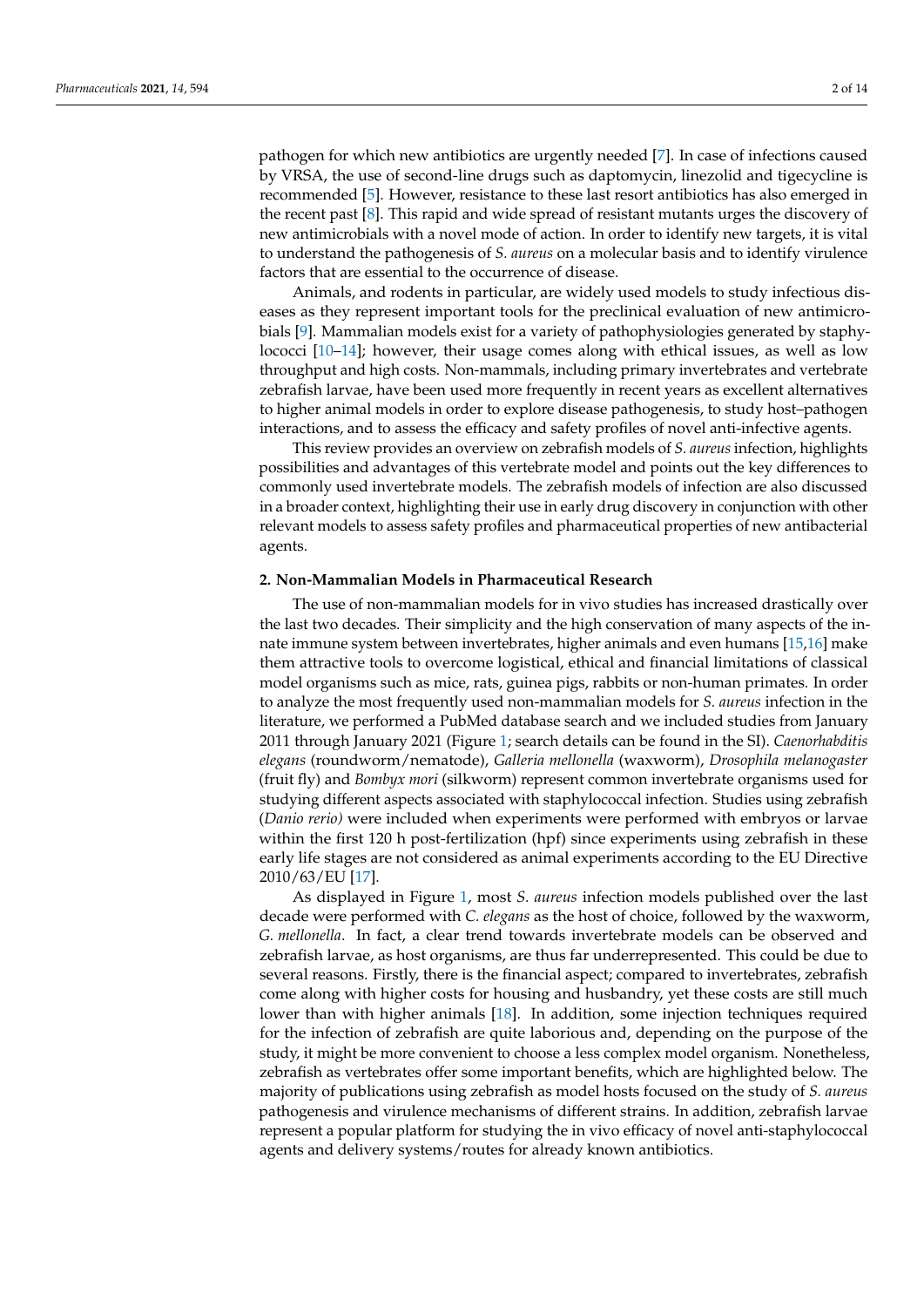pathogen for which new antibiotics are urgently needed [7]. In case of infections caused by VRSA, the use of second-line drugs such as daptomycin, linezolid and tigecycline is recommended [5]. However, resistance to these last resort antibiotics has also emerged in the recent past [8]. This rapid and wide spread of resistant mutants urges the discovery of new antimicrobials with a novel mode of action. In order to identify new targets, it is vital to understand the pathogenesis of *S. aureus* on a molecular basis and to identify virulence factors that are essential to the occurrence of disease.

Animals, and rodents in particular, are widely used models to study infectious diseases as they represent important tools for the preclinical evaluation of new antimicrobials [9]. Mammalian models exist for a variety of pathophysiologies generated by staphylococci [10–14]; however, their usage comes along with ethical issues, as well as low throughput and high costs. Non-mammals, including primary invertebrates and vertebrate zebrafish larvae, have been used more frequently in recent years as excellent alternatives to higher animal models in order to explore disease pathogenesis, to study host–pathogen interactions, and to assess the efficacy and safety profiles of novel anti-infective agents.

This review provides an overview on zebrafish models of *S. aureus* infection, highlights possibilities and advantages of this vertebrate model and points out the key differences to commonly used invertebrate models. The zebrafish models of infection are also discussed in a broader context, highlighting their use in early drug discovery in conjunction with other relevant models to assess safety profiles and pharmaceutical properties of new antibacterial agents.

## 2. Non-Mammalian Models in Pharmaceutical Research

The use of non-mammalian models for in vivo studies has increased drastically over the last two decades. Their simplicity and the high conservation of many aspects of the innate immune system between invertebrates, higher animals and even humans [15,16] make them attractive tools to overcome logistical, ethical and financial limitations of classical model organisms such as mice, rats, guinea pigs, rabbits or non-human primates. In order to analyze the most frequently used non-mammalian models for *S. aureus* infection in the literature, we performed a PubMed database search and we included studies from January 2011 through January 2021 (Figure 1; search details can be found in the SI). *Caenorhabditis elegans* (roundworm/nematode), *Galleria mellonella* (waxworm), *Drosophila melanogaster* (fruit fly) and *Bombyx mori* (silkworm) represent common invertebrate organisms used for studying different aspects associated with staphylococcal infection. Studies using zebrafish (*Danio rerio)* were included when experiments were performed with embryos or larvae within the first 120 h post-fertilization (hpf) since experiments using zebrafish in these early life stages are not considered as animal experiments according to the EU Directive 2010/63/EU [17].

As displayed in Figure 1, most *S. aureus* infection models published over the last decade were performed with *C. elegans* as the host of choice, followed by the waxworm, *G. mellonella*. In fact, a clear trend towards invertebrate models can be observed and zebrafish larvae, as host organisms, are thus far underrepresented. This could be due to several reasons. Firstly, there is the financial aspect; compared to invertebrates, zebrafish come along with higher costs for housing and husbandry, yet these costs are still much lower than with higher animals [18]. In addition, some injection techniques required for the infection of zebrafish are quite laborious and, depending on the purpose of the study, it might be more convenient to choose a less complex model organism. Nonetheless, zebrafish as vertebrates offer some important benefits, which are highlighted below. The majority of publications using zebrafish as model hosts focused on the study of *S. aureus* pathogenesis and virulence mechanisms of different strains. In addition, zebrafish larvae represent a popular platform for studying the in vivo efficacy of novel anti-staphylococcal agents and delivery systems/routes for already known antibiotics.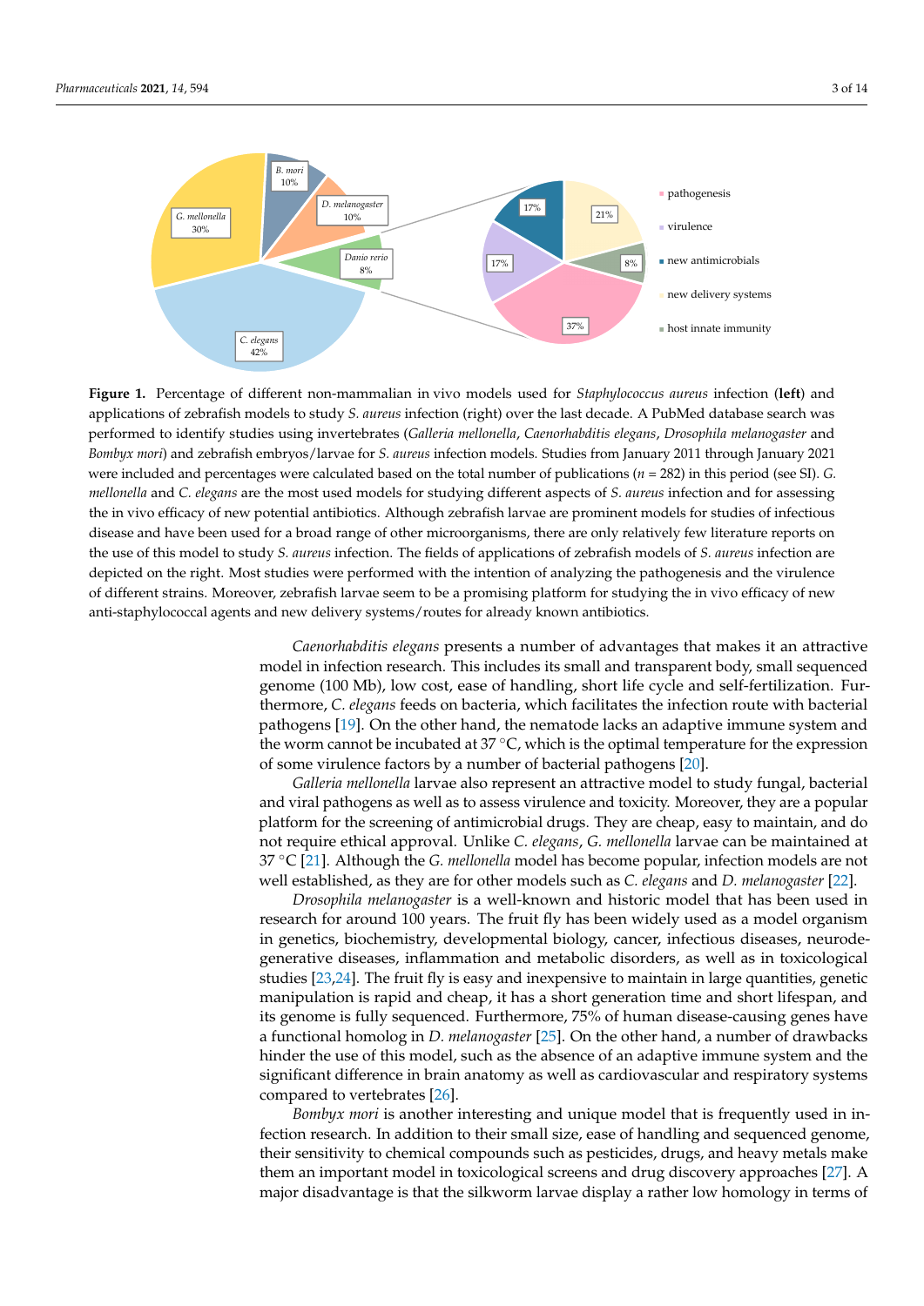**Figure 1.** Percentage of different non-mammalian in vivo models used for *Staphylococcus aureus* infection (**left**) and applications of zebrafish models to study *S. aureus* infection (right) over the last decade. A PubMed database search was performed to identify studies using invertebrates (*Galleria mellonella*, *Caenorhabditis elegans*, *Drosophila melanogaster* and *Bombyx mori*) and zebrafish embryos/larvae for *S. aureus* infection models. Studies from January 2011 through January 2021 were included and percentages were calculated based on the total number of publications (*n* = 282) in this period (see SI). *G. mellonella* and *C. elegans* are the most used models for studying different aspects of *S. aureus* infection and for assessing the in vivo efficacy of new potential antibiotics. Although zebrafish larvae are prominent models for studies of infectious disease and have been used for a broad range of other microorganisms, there are only relatively few literature reports on the use of this model to study *S. aureus* infection. The fields of applications of zebrafish models of *S. aureus* infection are depicted on the right. Most studies were performed with the intention of analyzing the pathogenesis and the virulence of different strains. Moreover, zebrafish larvae seem to be a promising platform for studying the in vivo efficacy of new anti-staphylococcal agents and new delivery systems/routes for already known antibiotics.

*Caenorhabditis elegans* presents a number of advantages that makes it an attractive model in infection research. This includes its small and transparent body, small sequenced genome (100 Mb), low cost, ease of handling, short life cycle and self-fertilization. Furthermore, *C. elegans* feeds on bacteria, which facilitates the infection route with bacterial pathogens [19]. On the other hand, the nematode lacks an adaptive immune system and the worm cannot be incubated at 37 °C, which is the optimal temperature for the expression of some virulence factors by a number of bacterial pathogens [20].

*Galleria mellonella* larvae also represent an attractive model to study fungal, bacterial and viral pathogens as well as to assess virulence and toxicity. Moreover, they are a popular platform for the screening of antimicrobial drugs. They are cheap, easy to maintain, and do not require ethical approval. Unlike *C. elegans*, *G. mellonella* larvae can be maintained at 37 °C [21]. Although the *G. mellonella* model has become popular, infection models are not well established, as they are for other models such as *C. elegans* and *D. melanogaster* [22].

*Drosophila melanogaster* is a well-known and historic model that has been used in research for around 100 years. The fruit fly has been widely used as a model organism in genetics, biochemistry, developmental biology, cancer, infectious diseases, neurodegenerative diseases, inflammation and metabolic disorders, as well as in toxicological studies [23,24]. The fruit fly is easy and inexpensive to maintain in large quantities, genetic manipulation is rapid and cheap, it has a short generation time and short lifespan, and its genome is fully sequenced. Furthermore, 75% of human disease-causing genes have a functional homolog in *D. melanogaster* [25]. On the other hand, a number of drawbacks hinder the use of this model, such as the absence of an adaptive immune system and the significant difference in brain anatomy as well as cardiovascular and respiratory systems compared to vertebrates [26].

*Bombyx mori* is another interesting and unique model that is frequently used in infection research. In addition to their small size, ease of handling and sequenced genome, their sensitivity to chemical compounds such as pesticides, drugs, and heavy metals make them an important model in toxicological screens and drug discovery approaches [27]. A major disadvantage is that the silkworm larvae display a rather low homology in terms of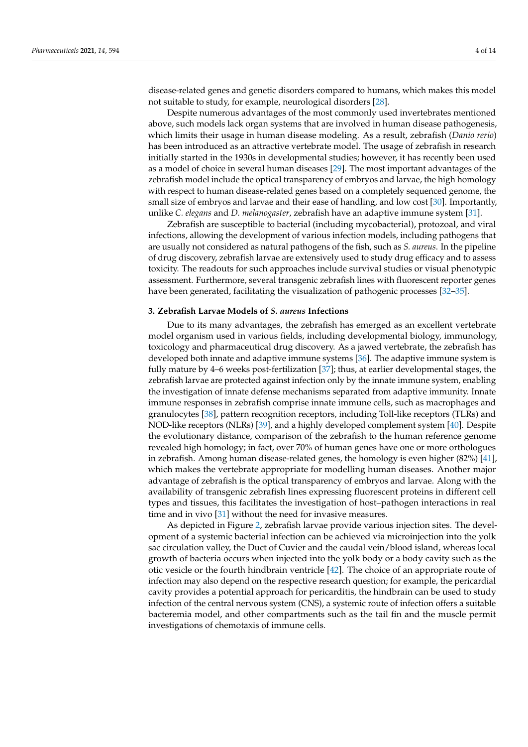disease-related genes and genetic disorders compared to humans, which makes this model not suitable to study, for example, neurological disorders [28].

Despite numerous advantages of the most commonly used invertebrates mentioned above, such models lack organ systems that are involved in human disease pathogenesis, which limits their usage in human disease modeling. As a result, zebrafish (*Danio rerio*) has been introduced as an attractive vertebrate model. The usage of zebrafish in research initially started in the 1930s in developmental studies; however, it has recently been used as a model of choice in several human diseases [29]. The most important advantages of the zebrafish model include the optical transparency of embryos and larvae, the high homology with respect to human disease-related genes based on a completely sequenced genome, the small size of embryos and larvae and their ease of handling, and low cost [30]. Importantly, unlike *C. elegans* and *D. melanogaster*, zebrafish have an adaptive immune system [31].

Zebrafish are susceptible to bacterial (including mycobacterial), protozoal, and viral infections, allowing the development of various infection models, including pathogens that are usually not considered as natural pathogens of the fish, such as *S. aureus*. In the pipeline of drug discovery, zebrafish larvae are extensively used to study drug efficacy and to assess toxicity. The readouts for such approaches include survival studies or visual phenotypic assessment. Furthermore, several transgenic zebrafish lines with fluorescent reporter genes have been generated, facilitating the visualization of pathogenic processes [32–35].

## 3. Zebrafish Larvae Models of *S. aureus* Infections

Due to its many advantages, the zebrafish has emerged as an excellent vertebrate model organism used in various fields, including developmental biology, immunology, toxicology and pharmaceutical drug discovery. As a jawed vertebrate, the zebrafish has developed both innate and adaptive immune systems [36]. The adaptive immune system is fully mature by 4–6 weeks post-fertilization [37]; thus, at earlier developmental stages, the zebrafish larvae are protected against infection only by the innate immune system, enabling the investigation of innate defense mechanisms separated from adaptive immunity. Innate immune responses in zebrafish comprise innate immune cells, such as macrophages and granulocytes [38], pattern recognition receptors, including Toll-like receptors (TLRs) and NOD-like receptors (NLRs) [39], and a highly developed complement system [40]. Despite the evolutionary distance, comparison of the zebrafish to the human reference genome revealed high homology; in fact, over 70% of human genes have one or more orthologues in zebrafish. Among human disease-related genes, the homology is even higher (82%) [41], which makes the vertebrate appropriate for modelling human diseases. Another major advantage of zebrafish is the optical transparency of embryos and larvae. Along with the availability of transgenic zebrafish lines expressing fluorescent proteins in different cell types and tissues, this facilitates the investigation of host–pathogen interactions in real time and in vivo [31] without the need for invasive measures.

As depicted in Figure 2, zebrafish larvae provide various injection sites. The development of a systemic bacterial infection can be achieved via microinjection into the yolk sac circulation valley, the Duct of Cuvier and the caudal vein/blood island, whereas local growth of bacteria occurs when injected into the yolk body or a body cavity such as the otic vesicle or the fourth hindbrain ventricle [42]. The choice of an appropriate route of infection may also depend on the respective research question; for example, the pericardial cavity provides a potential approach for pericarditis, the hindbrain can be used to study infection of the central nervous system (CNS), a systemic route of infection offers a suitable bacteremia model, and other compartments such as the tail fin and the muscle permit investigations of chemotaxis of immune cells.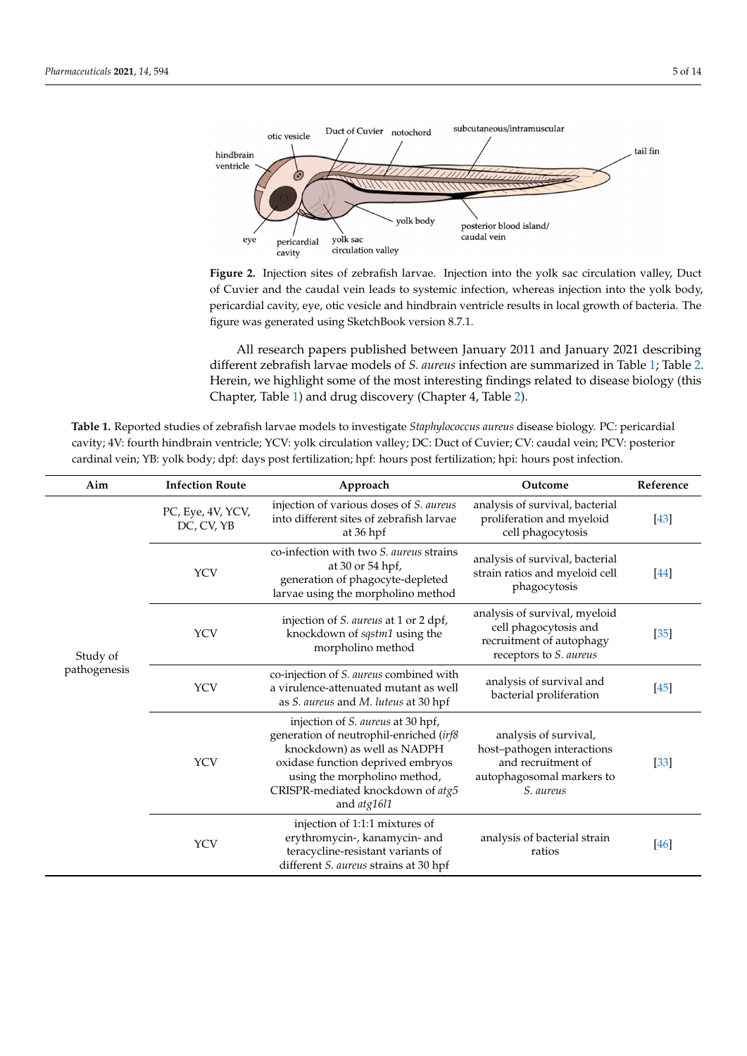**Figure 2.** Injection sites of zebrafish larvae. Injection into the yolk sac circulation valley, Duct of Cuvier and the caudal vein leads to systemic infection, whereas injection into the yolk body, pericardial cavity, eye, otic vesicle and hindbrain ventricle results in local growth of bacteria. The figure was generated using SketchBook version 8.7.1.

All research papers published between January 2011 and January 2021 describing different zebrafish larvae models of *S. aureus* infection are summarized in Table 1; Table 2. Herein, we highlight some of the most interesting findings related to disease biology (this Chapter, Table 1) and drug discovery (Chapter 4, Table 2).

**Table 1.** Reported studies of zebrafish larvae models to investigate *Staphylococcus aureus* disease biology. PC: pericardial cavity; 4V: fourth hindbrain ventricle; YCV: yolk circulation valley; DC: Duct of Cuvier; CV: caudal vein; PCV: posterior cardinal vein; YB: yolk body; dpf: days post fertilization; hpf: hours post fertilization; hpi: hours post infection.

| Aim | Infection Route | Approach | Outcome | Reference |
|---|---|---|---|---|
| Study of pathogenesis | PC, Eye, 4V, YCV, DC, CV, YB | injection of various doses of *S. aureus* into different sites of zebrafish larvae at 36 hpf | analysis of survival, bacterial proliferation and myeloid cell phagocytosis | [43] |
| | YCV | co-infection with two *S. aureus* strains at 30 or 54 hpf, generation of phagocyte-depleted larvae using the morpholino method | analysis of survival, bacterial strain ratios and myeloid cell phagocytosis | [44] |
| | YCV | injection of *S. aureus* at 1 or 2 dpf, knockdown of *sqstm1* using the morpholino method | analysis of survival, myeloid cell phagocytosis and recruitment of autophagy receptors to *S. aureus* | [35] |
| | YCV | co-injection of *S. aureus* combined with a virulence-attenuated mutant as well as *S. aureus* and *M. luteus* at 30 hpf | analysis of survival and bacterial proliferation | [45] |
| | YCV | injection of *S. aureus* at 30 hpf, generation of neutrophil-enriched (*irf8* knockdown) as well as NADPH oxidase function deprived embryos using the morpholino method, CRISPR-mediated knockdown of *atg5* and *atg16l1* | analysis of survival, host–pathogen interactions and recruitment of autophagosomal markers to *S. aureus* | [33] |
| | YCV | injection of 1:1:1 mixtures of erythromycin-, kanamycin- and teracycline-resistant variants of different *S. aureus* strains at 30 hpf | analysis of bacterial strain ratios | [46] |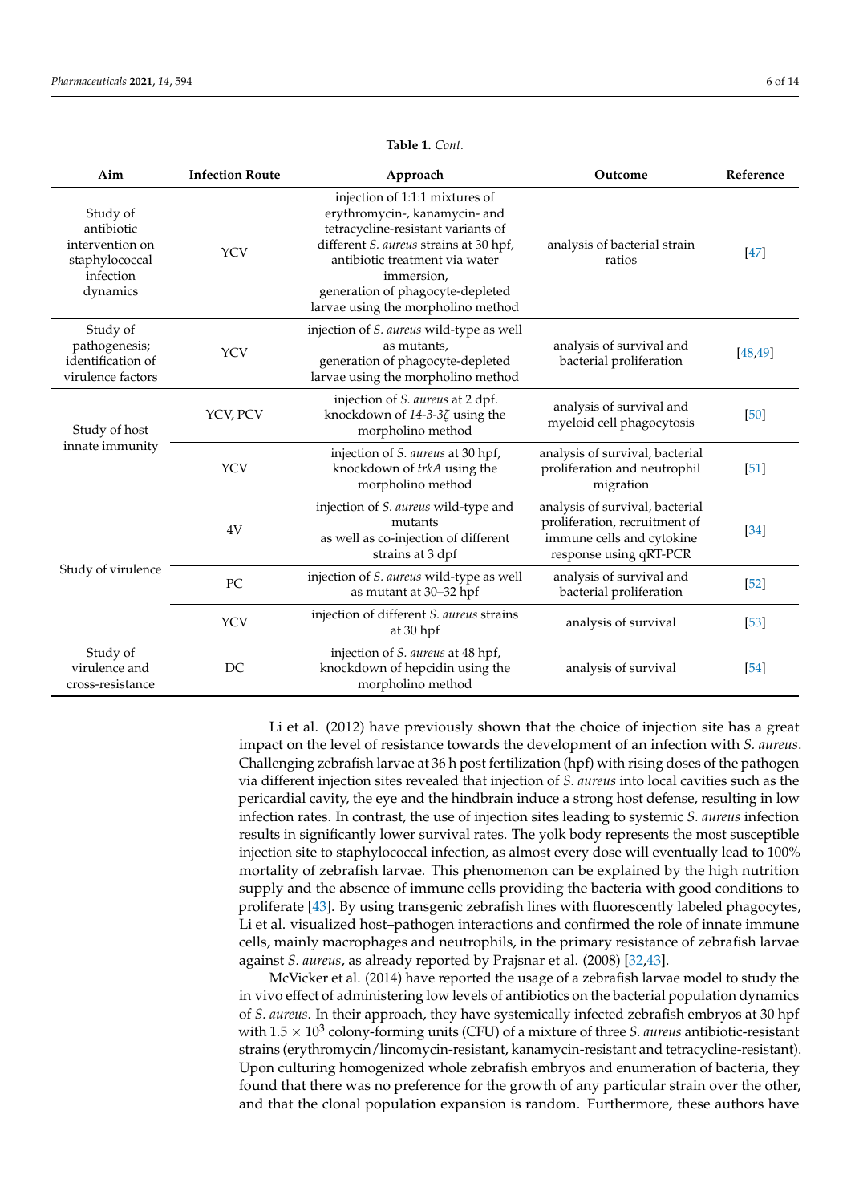**Table 1.** *Cont.*

| Aim | Infection Route | Approach | Outcome | Reference |
|---|---|---|---|---|
| Study of antibiotic intervention on staphylococcal infection dynamics | YCV | injection of 1:1:1 mixtures of erythromycin-, kanamycin- and tetracycline-resistant variants of different *S. aureus* strains at 30 hpf, antibiotic treatment via water immersion, generation of phagocyte-depleted larvae using the morpholino method | analysis of bacterial strain ratios | [47] |
| Study of pathogenesis; identification of virulence factors | YCV | injection of *S. aureus* wild-type as well as mutants, generation of phagocyte-depleted larvae using the morpholino method | analysis of survival and bacterial proliferation | [48,49] |
| Study of host innate immunity | YCV, PCV | injection of *S. aureus* at 2 dpf. knockdown of *14-3-3ζ* using the morpholino method | analysis of survival and myeloid cell phagocytosis | [50] |
| | YCV | injection of *S. aureus* at 30 hpf, knockdown of *trkA* using the morpholino method | analysis of survival, bacterial proliferation and neutrophil migration | [51] |
| Study of virulence | 4V | injection of *S. aureus* wild-type and mutants as well as co-injection of different strains at 3 dpf | analysis of survival, bacterial proliferation, recruitment of immune cells and cytokine response using qRT-PCR | [34] |
| | PC | injection of *S. aureus* wild-type as well as mutant at 30–32 hpf | analysis of survival and bacterial proliferation | [52] |
| | YCV | injection of different *S. aureus* strains at 30 hpf | analysis of survival | [53] |
| Study of virulence and cross-resistance | DC | injection of *S. aureus* at 48 hpf, knockdown of hepcidin using the morpholino method | analysis of survival | [54] |

Li et al. (2012) have previously shown that the choice of injection site has a great impact on the level of resistance towards the development of an infection with *S. aureus*. Challenging zebrafish larvae at 36 h post fertilization (hpf) with rising doses of the pathogen via different injection sites revealed that injection of *S. aureus* into local cavities such as the pericardial cavity, the eye and the hindbrain induce a strong host defense, resulting in low infection rates. In contrast, the use of injection sites leading to systemic *S. aureus* infection results in significantly lower survival rates. The yolk body represents the most susceptible injection site to staphylococcal infection, as almost every dose will eventually lead to 100% mortality of zebrafish larvae. This phenomenon can be explained by the high nutrition supply and the absence of immune cells providing the bacteria with good conditions to proliferate [43]. By using transgenic zebrafish lines with fluorescently labeled phagocytes, Li et al. visualized host–pathogen interactions and confirmed the role of innate immune cells, mainly macrophages and neutrophils, in the primary resistance of zebrafish larvae against *S. aureus*, as already reported by Prajsnar et al. (2008) [32,43].

McVicker et al. (2014) have reported the usage of a zebrafish larvae model to study the in vivo effect of administering low levels of antibiotics on the bacterial population dynamics of *S. aureus*. In their approach, they have systemically infected zebrafish embryos at 30 hpf with $1.5 \times 10^3$ colony-forming units (CFU) of a mixture of three *S. aureus* antibiotic-resistant strains (erythromycin/lincomycin-resistant, kanamycin-resistant and tetracycline-resistant). Upon culturing homogenized whole zebrafish embryos and enumeration of bacteria, they found that there was no preference for the growth of any particular strain over the other, and that the clonal population expansion is random. Furthermore, these authors have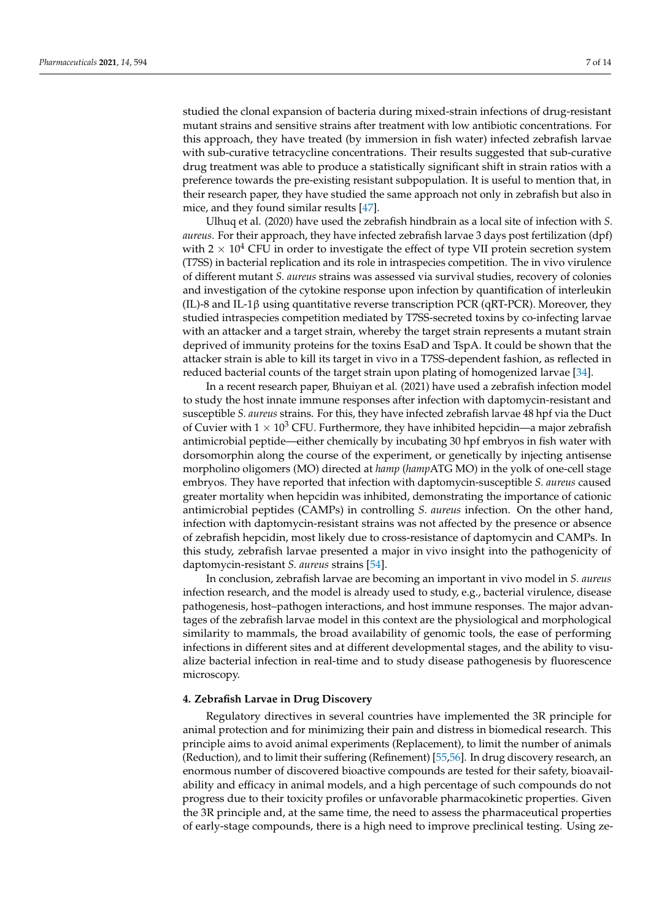studied the clonal expansion of bacteria during mixed-strain infections of drug-resistant mutant strains and sensitive strains after treatment with low antibiotic concentrations. For this approach, they have treated (by immersion in fish water) infected zebrafish larvae with sub-curative tetracycline concentrations. Their results suggested that sub-curative drug treatment was able to produce a statistically significant shift in strain ratios with a preference towards the pre-existing resistant subpopulation. It is useful to mention that, in their research paper, they have studied the same approach not only in zebrafish but also in mice, and they found similar results [47].

Ulhuq et al. (2020) have used the zebrafish hindbrain as a local site of infection with *S. aureus*. For their approach, they have infected zebrafish larvae 3 days post fertilization (dpf) with $2 \times 10^4$ CFU in order to investigate the effect of type VII protein secretion system (T7SS) in bacterial replication and its role in intraspecies competition. The in vivo virulence of different mutant *S. aureus* strains was assessed via survival studies, recovery of colonies and investigation of the cytokine response upon infection by quantification of interleukin (IL)-8 and IL-1β using quantitative reverse transcription PCR (qRT-PCR). Moreover, they studied intraspecies competition mediated by T7SS-secreted toxins by co-infecting larvae with an attacker and a target strain, whereby the target strain represents a mutant strain deprived of immunity proteins for the toxins EsaD and TspA. It could be shown that the attacker strain is able to kill its target in vivo in a T7SS-dependent fashion, as reflected in reduced bacterial counts of the target strain upon plating of homogenized larvae [34].

In a recent research paper, Bhuiyan et al. (2021) have used a zebrafish infection model to study the host innate immune responses after infection with daptomycin-resistant and susceptible *S. aureus* strains. For this, they have infected zebrafish larvae 48 hpf via the Duct of Cuvier with $1 \times 10^3$ CFU. Furthermore, they have inhibited hepcidin—a major zebrafish antimicrobial peptide—either chemically by incubating 30 hpf embryos in fish water with dorsomorphin along the course of the experiment, or genetically by injecting antisense morpholino oligomers (MO) directed at *hamp* (*hamp*ATG MO) in the yolk of one-cell stage embryos. They have reported that infection with daptomycin-susceptible *S. aureus* caused greater mortality when hepcidin was inhibited, demonstrating the importance of cationic antimicrobial peptides (CAMPs) in controlling *S. aureus* infection. On the other hand, infection with daptomycin-resistant strains was not affected by the presence or absence of zebrafish hepcidin, most likely due to cross-resistance of daptomycin and CAMPs. In this study, zebrafish larvae presented a major in vivo insight into the pathogenicity of daptomycin-resistant *S. aureus* strains [54].

In conclusion, zebrafish larvae are becoming an important in vivo model in *S. aureus* infection research, and the model is already used to study, e.g., bacterial virulence, disease pathogenesis, host–pathogen interactions, and host immune responses. The major advantages of the zebrafish larvae model in this context are the physiological and morphological similarity to mammals, the broad availability of genomic tools, the ease of performing infections in different sites and at different developmental stages, and the ability to visualize bacterial infection in real-time and to study disease pathogenesis by fluorescence microscopy.

## 4. Zebrafish Larvae in Drug Discovery

Regulatory directives in several countries have implemented the 3R principle for animal protection and for minimizing their pain and distress in biomedical research. This principle aims to avoid animal experiments (Replacement), to limit the number of animals (Reduction), and to limit their suffering (Refinement) [55,56]. In drug discovery research, an enormous number of discovered bioactive compounds are tested for their safety, bioavailability and efficacy in animal models, and a high percentage of such compounds do not progress due to their toxicity profiles or unfavorable pharmacokinetic properties. Given the 3R principle and, at the same time, the need to assess the pharmaceutical properties of early-stage compounds, there is a high need to improve preclinical testing. Using ze-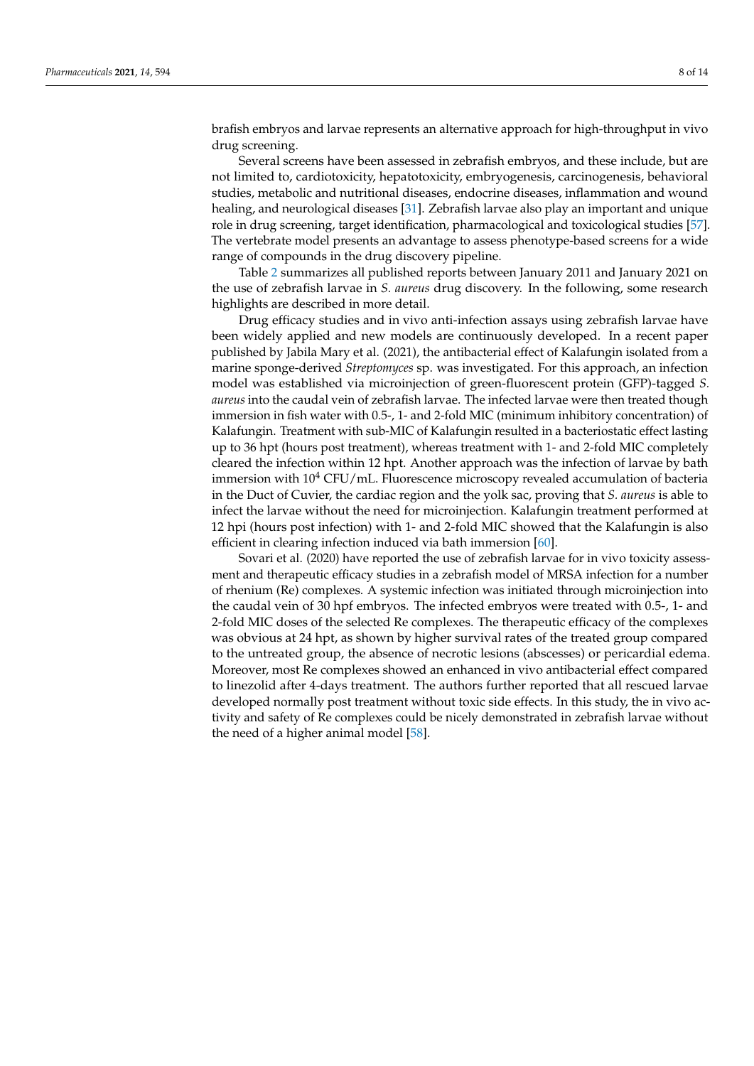brafish embryos and larvae represents an alternative approach for high-throughput in vivo drug screening.

Several screens have been assessed in zebrafish embryos, and these include, but are not limited to, cardiotoxicity, hepatotoxicity, embryogenesis, carcinogenesis, behavioral studies, metabolic and nutritional diseases, endocrine diseases, inflammation and wound healing, and neurological diseases [31]. Zebrafish larvae also play an important and unique role in drug screening, target identification, pharmacological and toxicological studies [57]. The vertebrate model presents an advantage to assess phenotype-based screens for a wide range of compounds in the drug discovery pipeline.

Table 2 summarizes all published reports between January 2011 and January 2021 on the use of zebrafish larvae in *S. aureus* drug discovery. In the following, some research highlights are described in more detail.

Drug efficacy studies and in vivo anti-infection assays using zebrafish larvae have been widely applied and new models are continuously developed. In a recent paper published by Jabila Mary et al. (2021), the antibacterial effect of Kalafungin isolated from a marine sponge-derived *Streptomyces* sp. was investigated. For this approach, an infection model was established via microinjection of green-fluorescent protein (GFP)-tagged *S. aureus* into the caudal vein of zebrafish larvae. The infected larvae were then treated though immersion in fish water with 0.5-, 1- and 2-fold MIC (minimum inhibitory concentration) of Kalafungin. Treatment with sub-MIC of Kalafungin resulted in a bacteriostatic effect lasting up to 36 hpt (hours post treatment), whereas treatment with 1- and 2-fold MIC completely cleared the infection within 12 hpt. Another approach was the infection of larvae by bath immersion with $10^4$ CFU/mL. Fluorescence microscopy revealed accumulation of bacteria in the Duct of Cuvier, the cardiac region and the yolk sac, proving that *S. aureus* is able to infect the larvae without the need for microinjection. Kalafungin treatment performed at 12 hpi (hours post infection) with 1- and 2-fold MIC showed that the Kalafungin is also efficient in clearing infection induced via bath immersion [60].

Sovari et al. (2020) have reported the use of zebrafish larvae for in vivo toxicity assessment and therapeutic efficacy studies in a zebrafish model of MRSA infection for a number of rhenium (Re) complexes. A systemic infection was initiated through microinjection into the caudal vein of 30 hpf embryos. The infected embryos were treated with 0.5-, 1- and 2-fold MIC doses of the selected Re complexes. The therapeutic efficacy of the complexes was obvious at 24 hpt, as shown by higher survival rates of the treated group compared to the untreated group, the absence of necrotic lesions (abscesses) or pericardial edema. Moreover, most Re complexes showed an enhanced in vivo antibacterial effect compared to linezolid after 4-days treatment. The authors further reported that all rescued larvae developed normally post treatment without toxic side effects. In this study, the in vivo activity and safety of Re complexes could be nicely demonstrated in zebrafish larvae without the need of a higher animal model [58].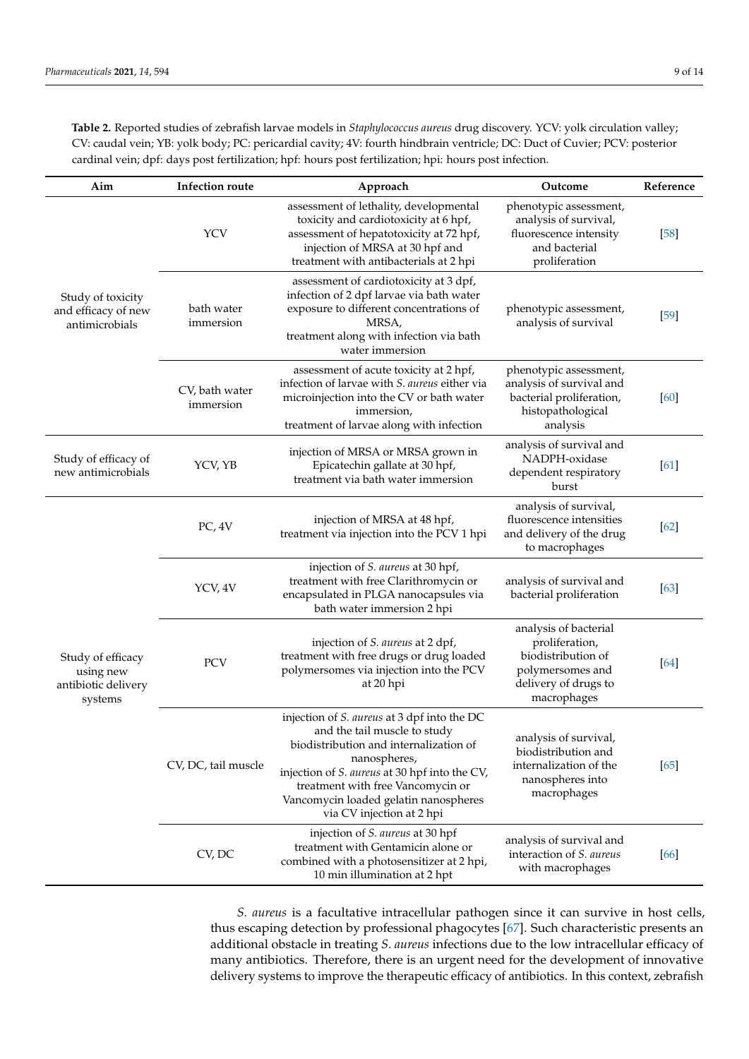**Table 2.** Reported studies of zebrafish larvae models in *Staphylococcus aureus* drug discovery. YCV: yolk circulation valley; CV: caudal vein; YB: yolk body; PC: pericardial cavity; 4V: fourth hindbrain ventricle; DC: Duct of Cuvier; PCV: posterior cardinal vein; dpf: days post fertilization; hpf: hours post fertilization; hpi: hours post infection.

| Aim | Infection route | Approach | Outcome | Reference |
|---|---|---|---|---|
| Study of toxicity and efficacy of new antimicrobials | YCV | assessment of lethality, developmental toxicity and cardiotoxicity at 6 hpf, assessment of hepatotoxicity at 72 hpf, injection of MRSA at 30 hpf and treatment with antibacterials at 2 hpi | phenotypic assessment, analysis of survival, fluorescence intensity and bacterial proliferation | [58] |
| | bath water immersion | assessment of cardiotoxicity at 3 dpf, infection of 2 dpf larvae via bath water exposure to different concentrations of MRSA, treatment along with infection via bath water immersion | phenotypic assessment, analysis of survival | [59] |
| | CV, bath water immersion | assessment of acute toxicity at 2 hpf, infection of larvae with *S. aureus* either via microinjection into the CV or bath water immersion, treatment of larvae along with infection | phenotypic assessment, analysis of survival and bacterial proliferation, histopathological analysis | [60] |
| Study of efficacy of new antimicrobials | YCV, YB | injection of MRSA or MRSA grown in Epicatechin gallate at 30 hpf, treatment via bath water immersion | analysis of survival and NADPH-oxidase dependent respiratory burst | [61] |
| Study of efficacy using new antibiotic delivery systems | PC, 4V | injection of MRSA at 48 hpf, treatment via injection into the PCV 1 hpi | analysis of survival, fluorescence intensities and delivery of the drug to macrophages | [62] |
| | YCV, 4V | injection of *S. aureus* at 30 hpf, treatment with free Clarithromycin or encapsulated in PLGA nanocapsules via bath water immersion 2 hpi | analysis of survival and bacterial proliferation | [63] |
| | PCV | injection of *S. aureus* at 2 dpf, treatment with free drugs or drug loaded polymersomes via injection into the PCV at 20 hpi | analysis of bacterial proliferation, biodistribution of polymersomes and delivery of drugs to macrophages | [64] |
| | CV, DC, tail muscle | injection of *S. aureus* at 3 dpf into the DC and the tail muscle to study biodistribution and internalization of nanospheres, injection of *S. aureus* at 30 hpf into the CV, treatment with free Vancomycin or Vancomycin loaded gelatin nanospheres via CV injection at 2 hpi | analysis of survival, biodistribution and internalization of the nanospheres into macrophages | [65] |
| | CV, DC | injection of *S. aureus* at 30 hpf treatment with Gentamicin alone or combined with a photosensitizer at 2 hpi, 10 min illumination at 2 hpt | analysis of survival and interaction of *S. aureus* with macrophages | [66] |

*S. aureus* is a facultative intracellular pathogen since it can survive in host cells, thus escaping detection by professional phagocytes [67]. Such characteristic presents an additional obstacle in treating *S. aureus* infections due to the low intracellular efficacy of many antibiotics. Therefore, there is an urgent need for the development of innovative delivery systems to improve the therapeutic efficacy of antibiotics. In this context, zebrafish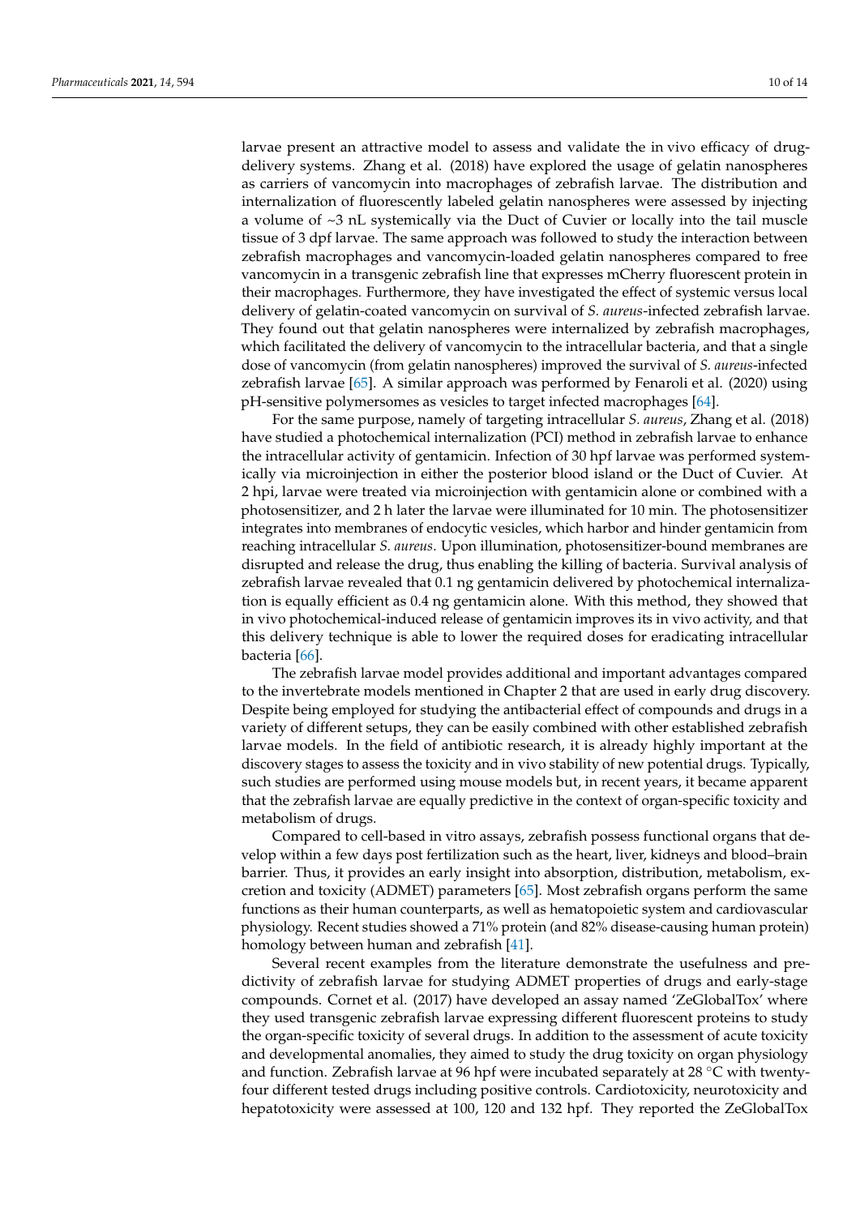larvae present an attractive model to assess and validate the in vivo efficacy of drug-delivery systems. Zhang et al. (2018) have explored the usage of gelatin nanospheres as carriers of vancomycin into macrophages of zebrafish larvae. The distribution and internalization of fluorescently labeled gelatin nanospheres were assessed by injecting a volume of ~3 nL systemically via the Duct of Cuvier or locally into the tail muscle tissue of 3 dpf larvae. The same approach was followed to study the interaction between zebrafish macrophages and vancomycin-loaded gelatin nanospheres compared to free vancomycin in a transgenic zebrafish line that expresses mCherry fluorescent protein in their macrophages. Furthermore, they have investigated the effect of systemic versus local delivery of gelatin-coated vancomycin on survival of *S. aureus*-infected zebrafish larvae. They found out that gelatin nanospheres were internalized by zebrafish macrophages, which facilitated the delivery of vancomycin to the intracellular bacteria, and that a single dose of vancomycin (from gelatin nanospheres) improved the survival of *S. aureus*-infected zebrafish larvae [65]. A similar approach was performed by Fenaroli et al. (2020) using pH-sensitive polymersomes as vesicles to target infected macrophages [64].

For the same purpose, namely of targeting intracellular *S. aureus*, Zhang et al. (2018) have studied a photochemical internalization (PCI) method in zebrafish larvae to enhance the intracellular activity of gentamicin. Infection of 30 hpf larvae was performed systemically via microinjection in either the posterior blood island or the Duct of Cuvier. At 2 hpi, larvae were treated via microinjection with gentamicin alone or combined with a photosensitizer, and 2 h later the larvae were illuminated for 10 min. The photosensitizer integrates into membranes of endocytic vesicles, which harbor and hinder gentamicin from reaching intracellular *S. aureus*. Upon illumination, photosensitizer-bound membranes are disrupted and release the drug, thus enabling the killing of bacteria. Survival analysis of zebrafish larvae revealed that 0.1 ng gentamicin delivered by photochemical internalization is equally efficient as 0.4 ng gentamicin alone. With this method, they showed that in vivo photochemical-induced release of gentamicin improves its in vivo activity, and that this delivery technique is able to lower the required doses for eradicating intracellular bacteria [66].

The zebrafish larvae model provides additional and important advantages compared to the invertebrate models mentioned in Chapter 2 that are used in early drug discovery. Despite being employed for studying the antibacterial effect of compounds and drugs in a variety of different setups, they can be easily combined with other established zebrafish larvae models. In the field of antibiotic research, it is already highly important at the discovery stages to assess the toxicity and in vivo stability of new potential drugs. Typically, such studies are performed using mouse models but, in recent years, it became apparent that the zebrafish larvae are equally predictive in the context of organ-specific toxicity and metabolism of drugs.

Compared to cell-based in vitro assays, zebrafish possess functional organs that develop within a few days post fertilization such as the heart, liver, kidneys and blood–brain barrier. Thus, it provides an early insight into absorption, distribution, metabolism, excretion and toxicity (ADMET) parameters [65]. Most zebrafish organs perform the same functions as their human counterparts, as well as hematopoietic system and cardiovascular physiology. Recent studies showed a 71% protein (and 82% disease-causing human protein) homology between human and zebrafish [41].

Several recent examples from the literature demonstrate the usefulness and predictivity of zebrafish larvae for studying ADMET properties of drugs and early-stage compounds. Cornet et al. (2017) have developed an assay named 'ZeGlobalTox' where they used transgenic zebrafish larvae expressing different fluorescent proteins to study the organ-specific toxicity of several drugs. In addition to the assessment of acute toxicity and developmental anomalies, they aimed to study the drug toxicity on organ physiology and function. Zebrafish larvae at 96 hpf were incubated separately at 28 °C with twenty-four different tested drugs including positive controls. Cardiotoxicity, neurotoxicity and hepatotoxicity were assessed at 100, 120 and 132 hpf. They reported the ZeGlobalTox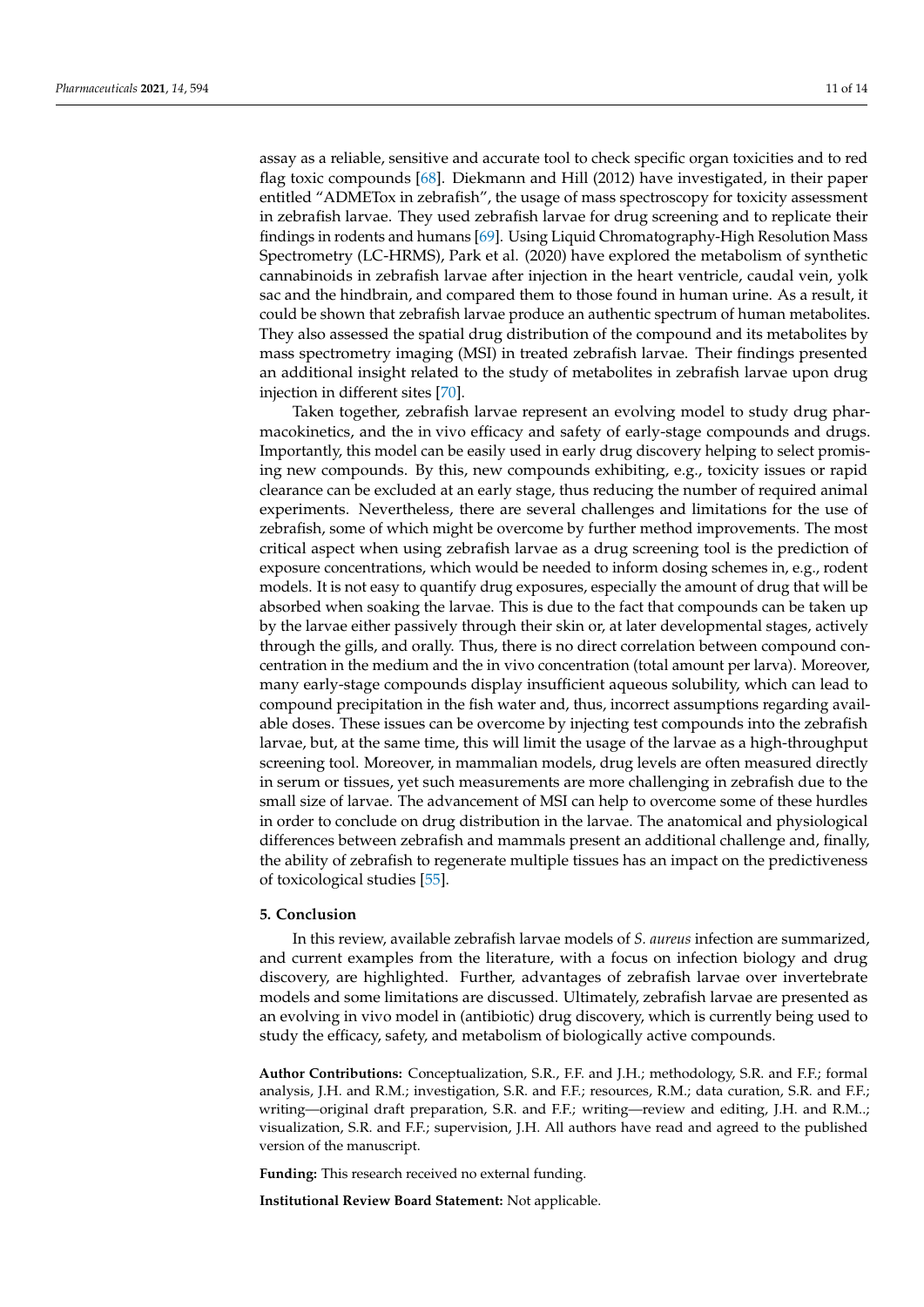assay as a reliable, sensitive and accurate tool to check specific organ toxicities and to red flag toxic compounds [68]. Diekmann and Hill (2012) have investigated, in their paper entitled "ADMETox in zebrafish", the usage of mass spectroscopy for toxicity assessment in zebrafish larvae. They used zebrafish larvae for drug screening and to replicate their findings in rodents and humans [69]. Using Liquid Chromatography-High Resolution Mass Spectrometry (LC-HRMS), Park et al. (2020) have explored the metabolism of synthetic cannabinoids in zebrafish larvae after injection in the heart ventricle, caudal vein, yolk sac and the hindbrain, and compared them to those found in human urine. As a result, it could be shown that zebrafish larvae produce an authentic spectrum of human metabolites. They also assessed the spatial drug distribution of the compound and its metabolites by mass spectrometry imaging (MSI) in treated zebrafish larvae. Their findings presented an additional insight related to the study of metabolites in zebrafish larvae upon drug injection in different sites [70].

Taken together, zebrafish larvae represent an evolving model to study drug pharmacokinetics, and the in vivo efficacy and safety of early-stage compounds and drugs. Importantly, this model can be easily used in early drug discovery helping to select promising new compounds. By this, new compounds exhibiting, e.g., toxicity issues or rapid clearance can be excluded at an early stage, thus reducing the number of required animal experiments. Nevertheless, there are several challenges and limitations for the use of zebrafish, some of which might be overcome by further method improvements. The most critical aspect when using zebrafish larvae as a drug screening tool is the prediction of exposure concentrations, which would be needed to inform dosing schemes in, e.g., rodent models. It is not easy to quantify drug exposures, especially the amount of drug that will be absorbed when soaking the larvae. This is due to the fact that compounds can be taken up by the larvae either passively through their skin or, at later developmental stages, actively through the gills, and orally. Thus, there is no direct correlation between compound concentration in the medium and the in vivo concentration (total amount per larva). Moreover, many early-stage compounds display insufficient aqueous solubility, which can lead to compound precipitation in the fish water and, thus, incorrect assumptions regarding available doses. These issues can be overcome by injecting test compounds into the zebrafish larvae, but, at the same time, this will limit the usage of the larvae as a high-throughput screening tool. Moreover, in mammalian models, drug levels are often measured directly in serum or tissues, yet such measurements are more challenging in zebrafish due to the small size of larvae. The advancement of MSI can help to overcome some of these hurdles in order to conclude on drug distribution in the larvae. The anatomical and physiological differences between zebrafish and mammals present an additional challenge and, finally, the ability of zebrafish to regenerate multiple tissues has an impact on the predictiveness of toxicological studies [55].

## 5. Conclusion

In this review, available zebrafish larvae models of *S. aureus* infection are summarized, and current examples from the literature, with a focus on infection biology and drug discovery, are highlighted. Further, advantages of zebrafish larvae over invertebrate models and some limitations are discussed. Ultimately, zebrafish larvae are presented as an evolving in vivo model in (antibiotic) drug discovery, which is currently being used to study the efficacy, safety, and metabolism of biologically active compounds.

**Author Contributions:** Conceptualization, S.R., F.F. and J.H.; methodology, S.R. and F.F.; formal analysis, J.H. and R.M.; investigation, S.R. and F.F.; resources, R.M.; data curation, S.R. and F.F.; writing—original draft preparation, S.R. and F.F.; writing—review and editing, J.H. and R.M..; visualization, S.R. and F.F.; supervision, J.H. All authors have read and agreed to the published version of the manuscript.

**Funding:** This research received no external funding.

**Institutional Review Board Statement:** Not applicable.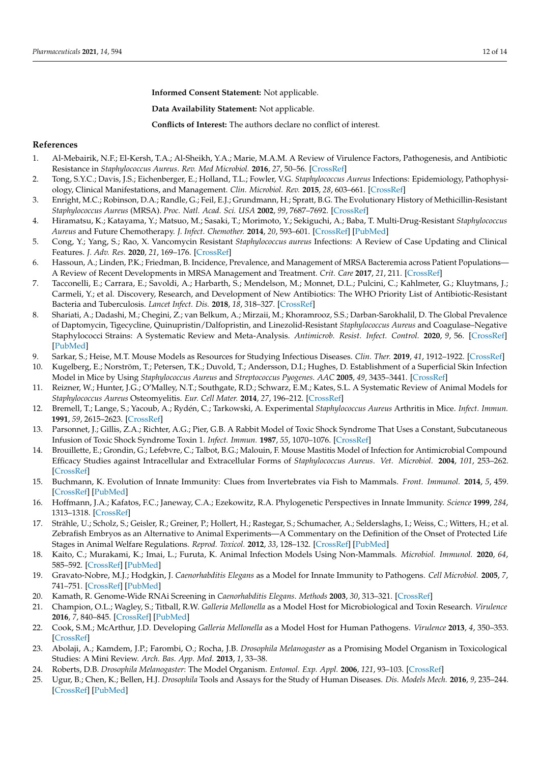**Informed Consent Statement:** Not applicable.

**Data Availability Statement:** Not applicable.

**Conflicts of Interest:** The authors declare no conflict of interest.

## References

1. Al-Mebairik, N.F.; El-Kersh, T.A.; Al-Sheikh, Y.A.; Marie, M.A.M. A Review of Virulence Factors, Pathogenesis, and Antibiotic Resistance in *Staphylococcus Aureus*. *Rev. Med Microbiol.* **2016**, *27*, 50–56. [CrossRef]
2. Tong, S.Y.C.; Davis, J.S.; Eichenberger, E.; Holland, T.L.; Fowler, V.G. *Staphylococcus Aureus* Infections: Epidemiology, Pathophysiology, Clinical Manifestations, and Management. *Clin. Microbiol. Rev.* **2015**, *28*, 603–661. [CrossRef]
3. Enright, M.C.; Robinson, D.A.; Randle, G.; Feil, E.J.; Grundmann, H.; Spratt, B.G. The Evolutionary History of Methicillin-Resistant *Staphylococcus Aureus* (MRSA). *Proc. Natl. Acad. Sci. USA* **2002**, *99*, 7687–7692. [CrossRef]
4. Hiramatsu, K.; Katayama, Y.; Matsuo, M.; Sasaki, T.; Morimoto, Y.; Sekiguchi, A.; Baba, T. Multi-Drug-Resistant *Staphylococcus Aureus* and Future Chemotherapy. *J. Infect. Chemother.* **2014**, *20*, 593–601. [CrossRef] [PubMed]
5. Cong, Y.; Yang, S.; Rao, X. Vancomycin Resistant *Staphylococcus aureus* Infections: A Review of Case Updating and Clinical Features. *J. Adv. Res.* **2020**, *21*, 169–176. [CrossRef]
6. Hassoun, A.; Linden, P.K.; Friedman, B. Incidence, Prevalence, and Management of MRSA Bacteremia across Patient Populations—A Review of Recent Developments in MRSA Management and Treatment. *Crit. Care* **2017**, *21*, 211. [CrossRef]
7. Tacconelli, E.; Carrara, E.; Savoldi, A.; Harbarth, S.; Mendelson, M.; Monnet, D.L.; Pulcini, C.; Kahlmeter, G.; Kluytmans, J.; Carmeli, Y.; et al. Discovery, Research, and Development of New Antibiotics: The WHO Priority List of Antibiotic-Resistant Bacteria and Tuberculosis. *Lancet Infect. Dis.* **2018**, *18*, 318–327. [CrossRef]
8. Shariati, A.; Dadashi, M.; Chegini, Z.; van Belkum, A.; Mirzaii, M.; Khoramrooz, S.S.; Darban-Sarokhalil, D. The Global Prevalence of Daptomycin, Tigecycline, Quinupristin/Dalfopristin, and Linezolid-Resistant *Staphylococcus Aureus* and Coagulase–Negative Staphylococci Strains: A Systematic Review and Meta-Analysis. *Antimicrob. Resist. Infect. Control.* **2020**, *9*, 56. [CrossRef] [PubMed]
9. Sarkar, S.; Heise, M.T. Mouse Models as Resources for Studying Infectious Diseases. *Clin. Ther.* **2019**, *41*, 1912–1922. [CrossRef]
10. Kugelberg, E.; Norström, T.; Petersen, T.K.; Duvold, T.; Andersson, D.I.; Hughes, D. Establishment of a Superficial Skin Infection Model in Mice by Using *Staphylococcus Aureus* and *Streptococcus Pyogenes*. *AAC* **2005**, *49*, 3435–3441. [CrossRef]
11. Reizner, W.; Hunter, J.G.; O'Malley, N.T.; Southgate, R.D.; Schwarz, E.M.; Kates, S.L. A Systematic Review of Animal Models for *Staphylococcus Aureus* Osteomyelitis. *Eur. Cell Mater.* **2014**, *27*, 196–212. [CrossRef]
12. Bremell, T.; Lange, S.; Yacoub, A.; Rydén, C.; Tarkowski, A. Experimental *Staphylococcus Aureus* Arthritis in Mice. *Infect. Immun.* **1991**, *59*, 2615–2623. [CrossRef]
13. Parsonnet, J.; Gillis, Z.A.; Richter, A.G.; Pier, G.B. A Rabbit Model of Toxic Shock Syndrome That Uses a Constant, Subcutaneous Infusion of Toxic Shock Syndrome Toxin 1. *Infect. Immun.* **1987**, *55*, 1070–1076. [CrossRef]
14. Brouillette, E.; Grondin, G.; Lefebvre, C.; Talbot, B.G.; Malouin, F. Mouse Mastitis Model of Infection for Antimicrobial Compound Efficacy Studies against Intracellular and Extracellular Forms of *Staphylococcus Aureus*. *Vet. Microbiol.* **2004**, *101*, 253–262. [CrossRef]
15. Buchmann, K. Evolution of Innate Immunity: Clues from Invertebrates via Fish to Mammals. *Front. Immunol.* **2014**, *5*, 459. [CrossRef] [PubMed]
16. Hoffmann, J.A.; Kafatos, F.C.; Janeway, C.A.; Ezekowitz, R.A. Phylogenetic Perspectives in Innate Immunity. *Science* **1999**, *284*, 1313–1318. [CrossRef]
17. Strähle, U.; Scholz, S.; Geisler, R.; Greiner, P.; Hollert, H.; Rastegar, S.; Schumacher, A.; Selderslaghs, I.; Weiss, C.; Witters, H.; et al. Zebrafish Embryos as an Alternative to Animal Experiments—A Commentary on the Definition of the Onset of Protected Life Stages in Animal Welfare Regulations. *Reprod. Toxicol.* **2012**, *33*, 128–132. [CrossRef] [PubMed]
18. Kaito, C.; Murakami, K.; Imai, L.; Furuta, K. Animal Infection Models Using Non-Mammals. *Microbiol. Immunol.* **2020**, *64*, 585–592. [CrossRef] [PubMed]
19. Gravato-Nobre, M.J.; Hodgkin, J. *Caenorhabditis Elegans* as a Model for Innate Immunity to Pathogens. *Cell Microbiol.* **2005**, *7*, 741–751. [CrossRef] [PubMed]
20. Kamath, R. Genome-Wide RNAi Screening in *Caenorhabditis Elegans*. *Methods* **2003**, *30*, 313–321. [CrossRef]
21. Champion, O.L.; Wagley, S.; Titball, R.W. *Galleria Mellonella* as a Model Host for Microbiological and Toxin Research. *Virulence* **2016**, *7*, 840–845. [CrossRef] [PubMed]
22. Cook, S.M.; McArthur, J.D. Developing *Galleria Mellonella* as a Model Host for Human Pathogens. *Virulence* **2013**, *4*, 350–353. [CrossRef]
23. Abolaji, A.; Kamdem, J.P.; Farombi, O.; Rocha, J.B. *Drosophila Melanogaster* as a Promising Model Organism in Toxicological Studies: A Mini Review. *Arch. Bas. App. Med.* **2013**, *1*, 33–38.
24. Roberts, D.B. *Drosophila Melanogaster*: The Model Organism. *Entomol. Exp. Appl.* **2006**, *121*, 93–103. [CrossRef]
25. Ugur, B.; Chen, K.; Bellen, H.J. *Drosophila* Tools and Assays for the Study of Human Diseases. *Dis. Models Mech.* **2016**, *9*, 235–244. [CrossRef] [PubMed]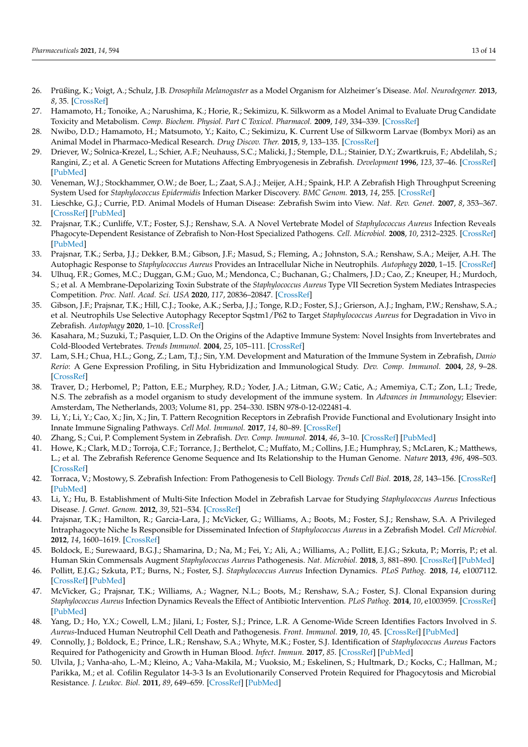26. Prüßing, K.; Voigt, A.; Schulz, J.B. *Drosophila Melanogaster* as a Model Organism for Alzheimer's Disease. *Mol. Neurodegener.* **2013**, *8*, 35. [CrossRef]
27. Hamamoto, H.; Tonoike, A.; Narushima, K.; Horie, R.; Sekimizu, K. Silkworm as a Model Animal to Evaluate Drug Candidate Toxicity and Metabolism. *Comp. Biochem. Physiol. Part C Toxicol. Pharmacol.* **2009**, *149*, 334–339. [CrossRef]
28. Nwibo, D.D.; Hamamoto, H.; Matsumoto, Y.; Kaito, C.; Sekimizu, K. Current Use of Silkworm Larvae (Bombyx Mori) as an Animal Model in Pharmaco-Medical Research. *Drug Discov. Ther.* **2015**, *9*, 133–135. [CrossRef]
29. Driever, W.; Solnica-Krezel, L.; Schier, A.F.; Neuhauss, S.C.; Malicki, J.; Stemple, D.L.; Stainier, D.Y.; Zwartkruis, F.; Abdelilah, S.; Rangini, Z.; et al. A Genetic Screen for Mutations Affecting Embryogenesis in Zebrafish. *Development* **1996**, *123*, 37–46. [CrossRef] [PubMed]
30. Veneman, W.J.; Stockhammer, O.W.; de Boer, L.; Zaat, S.A.J.; Meijer, A.H.; Spaink, H.P. A Zebrafish High Throughput Screening System Used for *Staphylococcus Epidermidis* Infection Marker Discovery. *BMC Genom.* **2013**, *14*, 255. [CrossRef]
31. Lieschke, G.J.; Currie, P.D. Animal Models of Human Disease: Zebrafish Swim into View. *Nat. Rev. Genet.* **2007**, *8*, 353–367. [CrossRef] [PubMed]
32. Prajsnar, T.K.; Cunliffe, V.T.; Foster, S.J.; Renshaw, S.A. A Novel Vertebrate Model of *Staphylococcus Aureus* Infection Reveals Phagocyte-Dependent Resistance of Zebrafish to Non-Host Specialized Pathogens. *Cell. Microbiol.* **2008**, *10*, 2312–2325. [CrossRef] [PubMed]
33. Prajsnar, T.K.; Serba, J.J.; Dekker, B.M.; Gibson, J.F.; Masud, S.; Fleming, A.; Johnston, S.A.; Renshaw, S.A.; Meijer, A.H. The Autophagic Response to *Staphylococcus Aureus* Provides an Intracellular Niche in Neutrophils. *Autophagy* **2020**, 1–15. [CrossRef]
34. Ulhuq, F.R.; Gomes, M.C.; Duggan, G.M.; Guo, M.; Mendonca, C.; Buchanan, G.; Chalmers, J.D.; Cao, Z.; Kneuper, H.; Murdoch, S.; et al. A Membrane-Depolarizing Toxin Substrate of the *Staphylococcus Aureus* Type VII Secretion System Mediates Intraspecies Competition. *Proc. Natl. Acad. Sci. USA* **2020**, *117*, 20836–20847. [CrossRef]
35. Gibson, J.F.; Prajsnar, T.K.; Hill, C.J.; Tooke, A.K.; Serba, J.J.; Tonge, R.D.; Foster, S.J.; Grierson, A.J.; Ingham, P.W.; Renshaw, S.A.; et al. Neutrophils Use Selective Autophagy Receptor Sqstm1/P62 to Target *Staphylococcus Aureus* for Degradation in Vivo in Zebrafish. *Autophagy* **2020**, 1–10. [CrossRef]
36. Kasahara, M.; Suzuki, T.; Pasquier, L.D. On the Origins of the Adaptive Immune System: Novel Insights from Invertebrates and Cold-Blooded Vertebrates. *Trends Immunol.* **2004**, *25*, 105–111. [CrossRef]
37. Lam, S.H.; Chua, H.L.; Gong, Z.; Lam, T.J.; Sin, Y.M. Development and Maturation of the Immune System in Zebrafish, *Danio Rerio*: A Gene Expression Profiling, in Situ Hybridization and Immunological Study. *Dev. Comp. Immunol.* **2004**, *28*, 9–28. [CrossRef]
38. Traver, D.; Herbomel, P.; Patton, E.E.; Murphey, R.D.; Yoder, J.A.; Litman, G.W.; Catic, A.; Amemiya, C.T.; Zon, L.I.; Trede, N.S. The zebrafish as a model organism to study development of the immune system. In *Advances in Immunology*; Elsevier: Amsterdam, The Netherlands, 2003; Volume 81, pp. 254–330. ISBN 978-0-12-022481-4.
39. Li, Y.; Li, Y.; Cao, X.; Jin, X.; Jin, T. Pattern Recognition Receptors in Zebrafish Provide Functional and Evolutionary Insight into Innate Immune Signaling Pathways. *Cell Mol. Immunol.* **2017**, *14*, 80–89. [CrossRef]
40. Zhang, S.; Cui, P. Complement System in Zebrafish. *Dev. Comp. Immunol.* **2014**, *46*, 3–10. [CrossRef] [PubMed]
41. Howe, K.; Clark, M.D.; Torroja, C.F.; Torrance, J.; Berthelot, C.; Muffato, M.; Collins, J.E.; Humphray, S.; McLaren, K.; Matthews, L.; et al. The Zebrafish Reference Genome Sequence and Its Relationship to the Human Genome. *Nature* **2013**, *496*, 498–503. [CrossRef]
42. Torraca, V.; Mostowy, S. Zebrafish Infection: From Pathogenesis to Cell Biology. *Trends Cell Biol.* **2018**, *28*, 143–156. [CrossRef] [PubMed]
43. Li, Y.; Hu, B. Establishment of Multi-Site Infection Model in Zebrafish Larvae for Studying *Staphylococcus Aureus* Infectious Disease. *J. Genet. Genom.* **2012**, *39*, 521–534. [CrossRef]
44. Prajsnar, T.K.; Hamilton, R.; Garcia-Lara, J.; McVicker, G.; Williams, A.; Boots, M.; Foster, S.J.; Renshaw, S.A. A Privileged Intraphagocyte Niche Is Responsible for Disseminated Infection of *Staphylococcus Aureus* in a Zebrafish Model. *Cell Microbiol.* **2012**, *14*, 1600–1619. [CrossRef]
45. Boldock, E.; Surewaard, B.G.J.; Shamarina, D.; Na, M.; Fei, Y.; Ali, A.; Williams, A.; Pollitt, E.J.G.; Szkuta, P.; Morris, P.; et al. Human Skin Commensals Augment *Staphylococcus Aureus* Pathogenesis. *Nat. Microbiol.* **2018**, *3*, 881–890. [CrossRef] [PubMed]
46. Pollitt, E.J.G.; Szkuta, P.T.; Burns, N.; Foster, S.J. *Staphylococcus Aureus* Infection Dynamics. *PLoS Pathog.* **2018**, *14*, e1007112. [CrossRef] [PubMed]
47. McVicker, G.; Prajsnar, T.K.; Williams, A.; Wagner, N.L.; Boots, M.; Renshaw, S.A.; Foster, S.J. Clonal Expansion during *Staphylococcus Aureus* Infection Dynamics Reveals the Effect of Antibiotic Intervention. *PLoS Pathog.* **2014**, *10*, e1003959. [CrossRef] [PubMed]
48. Yang, D.; Ho, Y.X.; Cowell, L.M.; Jilani, I.; Foster, S.J.; Prince, L.R. A Genome-Wide Screen Identifies Factors Involved in *S. Aureus*-Induced Human Neutrophil Cell Death and Pathogenesis. *Front. Immunol.* **2019**, *10*, 45. [CrossRef] [PubMed]
49. Connolly, J.; Boldock, E.; Prince, L.R.; Renshaw, S.A.; Whyte, M.K.; Foster, S.J. Identification of *Staphylococcus Aureus* Factors Required for Pathogenicity and Growth in Human Blood. *Infect. Immun.* **2017**, *85*. [CrossRef] [PubMed]
50. Ulvila, J.; Vanha-aho, L.-M.; Kleino, A.; Vaha-Makila, M.; Vuoksio, M.; Eskelinen, S.; Hultmark, D.; Kocks, C.; Hallman, M.; Parikka, M.; et al. Cofilin Regulator 14-3-3 Is an Evolutionarily Conserved Protein Required for Phagocytosis and Microbial Resistance. *J. Leukoc. Biol.* **2011**, *89*, 649–659. [CrossRef] [PubMed]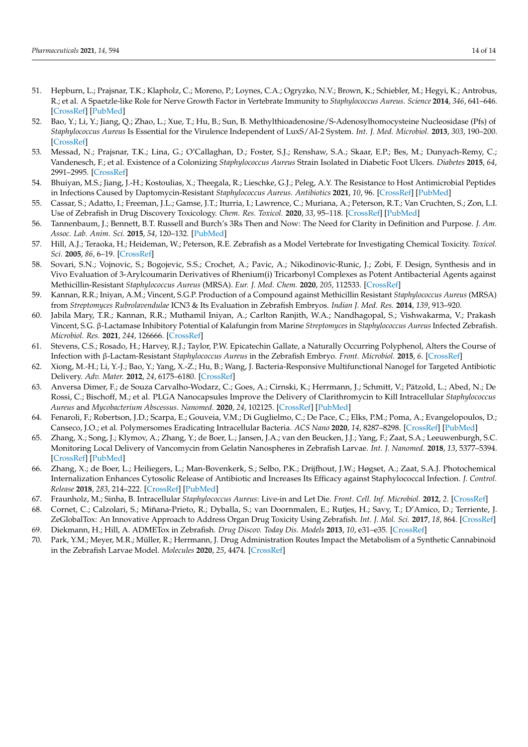51. Hepburn, L.; Prajsnar, T.K.; Klapholz, C.; Moreno, P.; Loynes, C.A.; Ogryzko, N.V.; Brown, K.; Schiebler, M.; Hegyi, K.; Antrobus, R.; et al. A Spaetzle-like Role for Nerve Growth Factor in Vertebrate Immunity to *Staphylococcus Aureus*. *Science* **2014**, *346*, 641–646. [CrossRef] [PubMed]
52. Bao, Y.; Li, Y.; Jiang, Q.; Zhao, L.; Xue, T.; Hu, B.; Sun, B. Methylthioadenosine/S-Adenosylhomocysteine Nucleosidase (Pfs) of *Staphylococcus Aureus* Is Essential for the Virulence Independent of LuxS/AI-2 System. *Int. J. Med. Microbiol.* **2013**, *303*, 190–200. [CrossRef]
53. Messad, N.; Prajsnar, T.K.; Lina, G.; O'Callaghan, D.; Foster, S.J.; Renshaw, S.A.; Skaar, E.P.; Bes, M.; Dunyach-Remy, C.; Vandenesch, F.; et al. Existence of a Colonizing *Staphylococcus Aureus* Strain Isolated in Diabetic Foot Ulcers. *Diabetes* **2015**, *64*, 2991–2995. [CrossRef]
54. Bhuiyan, M.S.; Jiang, J.-H.; Kostoulias, X.; Theegala, R.; Lieschke, G.J.; Peleg, A.Y. The Resistance to Host Antimicrobial Peptides in Infections Caused by Daptomycin-Resistant *Staphylococcus Aureus*. *Antibiotics* **2021**, *10*, 96. [CrossRef] [PubMed]
55. Cassar, S.; Adatto, I.; Freeman, J.L.; Gamse, J.T.; Iturria, I.; Lawrence, C.; Muriana, A.; Peterson, R.T.; Van Cruchten, S.; Zon, L.I. Use of Zebrafish in Drug Discovery Toxicology. *Chem. Res. Toxicol.* **2020**, *33*, 95–118. [CrossRef] [PubMed]
56. Tannenbaum, J.; Bennett, B.T. Russell and Burch's 3Rs Then and Now: The Need for Clarity in Definition and Purpose. *J. Am. Assoc. Lab. Anim. Sci.* **2015**, *54*, 120–132. [PubMed]
57. Hill, A.J.; Teraoka, H.; Heideman, W.; Peterson, R.E. Zebrafish as a Model Vertebrate for Investigating Chemical Toxicity. *Toxicol. Sci.* **2005**, *86*, 6–19. [CrossRef]
58. Sovari, S.N.; Vojnovic, S.; Bogojevic, S.S.; Crochet, A.; Pavic, A.; Nikodinovic-Runic, J.; Zobi, F. Design, Synthesis and in Vivo Evaluation of 3-Arylcoumarin Derivatives of Rhenium(i) Tricarbonyl Complexes as Potent Antibacterial Agents against Methicillin-Resistant *Staphylococcus Aureus* (MRSA). *Eur. J. Med. Chem.* **2020**, *205*, 112533. [CrossRef]
59. Kannan, R.R.; Iniyan, A.M.; Vincent, S.G.P. Production of a Compound against Methicillin Resistant *Staphylococcus Aureus* (MRSA) from *Streptomyces Rubrolavendulae* ICN3 & Its Evaluation in Zebrafish Embryos. *Indian J. Med. Res.* **2014**, *139*, 913–920.
60. Jabila Mary, T.R.; Kannan, R.R.; Muthamil Iniyan, A.; Carlton Ranjith, W.A.; Nandhagopal, S.; Vishwakarma, V.; Prakash Vincent, S.G. β-Lactamase Inhibitory Potential of Kalafungin from Marine *Streptomyces* in *Staphylococcus Aureus* Infected Zebrafish. *Microbiol. Res.* **2021**, *244*, 126666. [CrossRef]
61. Stevens, C.S.; Rosado, H.; Harvey, R.J.; Taylor, P.W. Epicatechin Gallate, a Naturally Occurring Polyphenol, Alters the Course of Infection with β-Lactam-Resistant *Staphylococcus Aureus* in the Zebrafish Embryo. *Front. Microbiol.* **2015**, *6*. [CrossRef]
62. Xiong, M.-H.; Li, Y.-J.; Bao, Y.; Yang, X.-Z.; Hu, B.; Wang, J. Bacteria-Responsive Multifunctional Nanogel for Targeted Antibiotic Delivery. *Adv. Mater.* **2012**, *24*, 6175–6180. [CrossRef]
63. Anversa Dimer, F.; de Souza Carvalho-Wodarz, C.; Goes, A.; Cirnski, K.; Herrmann, J.; Schmitt, V.; Pätzold, L.; Abed, N.; De Rossi, C.; Bischoff, M.; et al. PLGA Nanocapsules Improve the Delivery of Clarithromycin to Kill Intracellular *Staphylococcus Aureus* and *Mycobacterium Abscessus*. *Nanomed.* **2020**, *24*, 102125. [CrossRef] [PubMed]
64. Fenaroli, F.; Robertson, J.D.; Scarpa, E.; Gouveia, V.M.; Di Guglielmo, C.; De Pace, C.; Elks, P.M.; Poma, A.; Evangelopoulos, D.; Canseco, J.O.; et al. Polymersomes Eradicating Intracellular Bacteria. *ACS Nano* **2020**, *14*, 8287–8298. [CrossRef] [PubMed]
65. Zhang, X.; Song, J.; Klymov, A.; Zhang, Y.; de Boer, L.; Jansen, J.A.; van den Beucken, J.J.; Yang, F.; Zaat, S.A.; Leeuwenburgh, S.C. Monitoring Local Delivery of Vancomycin from Gelatin Nanospheres in Zebrafish Larvae. *Int. J. Nanomed.* **2018**, *13*, 5377–5394. [CrossRef] [PubMed]
66. Zhang, X.; de Boer, L.; Heiliegers, L.; Man-Bovenkerk, S.; Selbo, P.K.; Drijfhout, J.W.; Høgset, A.; Zaat, S.A.J. Photochemical Internalization Enhances Cytosolic Release of Antibiotic and Increases Its Efficacy against Staphylococcal Infection. *J. Control. Release* **2018**, *283*, 214–222. [CrossRef] [PubMed]
67. Fraunholz, M.; Sinha, B. Intracellular *Staphylococcus Aureus*: Live-in and Let Die. *Front. Cell. Inf. Microbiol.* **2012**, *2*. [CrossRef]
68. Cornet, C.; Calzolari, S.; Miñana-Prieto, R.; Dyballa, S.; van Doornmalen, E.; Rutjes, H.; Savy, T.; D'Amico, D.; Terriente, J. ZeGlobalTox: An Innovative Approach to Address Organ Drug Toxicity Using Zebrafish. *Int. J. Mol. Sci.* **2017**, *18*, 864. [CrossRef]
69. Diekmann, H.; Hill, A. ADMETox in Zebrafish. *Drug Discov. Today Dis. Models* **2013**, *10*, e31–e35. [CrossRef]
70. Park, Y.M.; Meyer, M.R.; Müller, R.; Herrmann, J. Drug Administration Routes Impact the Metabolism of a Synthetic Cannabinoid in the Zebrafish Larvae Model. *Molecules* **2020**, *25*, 4474. [CrossRef]